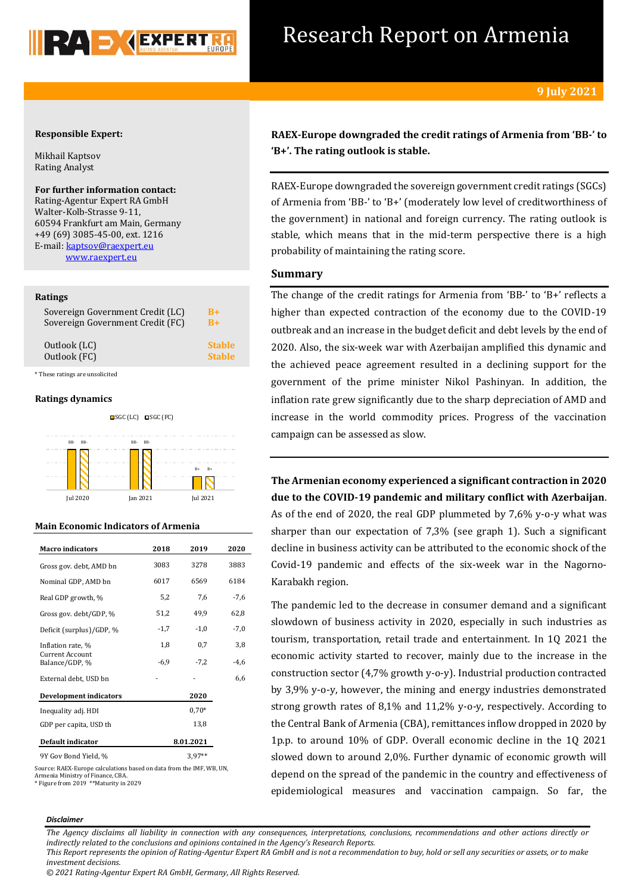# Research Report on Armenia

**9 July 2021**

**Responsible Expert:**

Mikhail Kaptsov
Rating Analyst

**For further information contact:**
Rating-Agentur Expert RA GmbH
Walter-Kolb-Strasse 9-11,
60594 Frankfurt am Main, Germany
+49 (69) 3085-45-00, ext. 1216
E-mail: kaptsov@raexpert.eu
www.raexpert.eu

## Ratings

| | |
|---|---|
| Sovereign Government Credit (LC) | B+ |
| Sovereign Government Credit (FC) | B+ |
| Outlook (LC) | Stable |
| Outlook (FC) | Stable |

\* These ratings are unsolicited

## Ratings dynamics

| | SGC (LC) | SGC (FC) |
|---|---|---|
| Jul 2020 | BB- | BB- |
| Jan 2021 | BB- | BB- |
| Jul 2021 | B+ | B+ |

## Main Economic Indicators of Armenia

| Macro indicators | 2018 | 2019 | 2020 |
|---|---|---|---|
| Gross gov. debt, AMD bn | 3083 | 3278 | 3883 |
| Nominal GDP, AMD bn | 6017 | 6569 | 6184 |
| Real GDP growth, % | 5,2 | 7,6 | -7,6 |
| Gross gov. debt/GDP, % | 51,2 | 49,9 | 62,8 |
| Deficit (surplus)/GDP, % | -1,7 | -1,0 | -7,0 |
| Inflation rate, % | 1,8 | 0,7 | 3,8 |
| Current Account Balance/GDP, % | -6,9 | -7,2 | -4,6 |
| External debt, USD bn | - | - | 6,6 |
| **Development indicators** | | | **2020** |
| Inequality adj. HDI | | | 0,70* |
| GDP per capita, USD th | | | 13,8 |
| **Default indicator** | | | **8.01.2021** |
| 9Y Gov Bond Yield, % | | | 3,97** |

Source: RAEX-Europe calculations based on data from the IMF, WB, UN, Armenia Ministry of Finance, CBA.
\* Figure from 2019 **Maturity in 2029

**RAEX-Europe downgraded the credit ratings of Armenia from 'BB-' to 'B+'. The rating outlook is stable.**

RAEX-Europe downgraded the sovereign government credit ratings (SGCs) of Armenia from 'BB-' to 'B+' (moderately low level of creditworthiness of the government) in national and foreign currency. The rating outlook is stable, which means that in the mid-term perspective there is a high probability of maintaining the rating score.

## Summary

The change of the credit ratings for Armenia from 'BB-' to 'B+' reflects a higher than expected contraction of the economy due to the COVID-19 outbreak and an increase in the budget deficit and debt levels by the end of 2020. Also, the six-week war with Azerbaijan amplified this dynamic and the achieved peace agreement resulted in a declining support for the government of the prime minister Nikol Pashinyan. In addition, the inflation rate grew significantly due to the sharp depreciation of AMD and increase in the world commodity prices. Progress of the vaccination campaign can be assessed as slow.

**The Armenian economy experienced a significant contraction in 2020 due to the COVID-19 pandemic and military conflict with Azerbaijan**. As of the end of 2020, the real GDP plummeted by 7,6% y-o-y what was sharper than our expectation of 7,3% (see graph 1). Such a significant decline in business activity can be attributed to the economic shock of the Covid-19 pandemic and effects of the six-week war in the Nagorno-Karabakh region.

The pandemic led to the decrease in consumer demand and a significant slowdown of business activity in 2020, especially in such industries as tourism, transportation, retail trade and entertainment. In 1Q 2021 the economic activity started to recover, mainly due to the increase in the construction sector (4,7% growth y-o-y). Industrial production contracted by 3,9% y-o-y, however, the mining and energy industries demonstrated strong growth rates of 8,1% and 11,2% y-o-y, respectively. According to the Central Bank of Armenia (CBA), remittances inflow dropped in 2020 by 1p.p. to around 10% of GDP. Overall economic decline in the 1Q 2021 slowed down to around 2,0%. Further dynamic of economic growth will depend on the spread of the pandemic in the country and effectiveness of epidemiological measures and vaccination campaign. So far, the

***Disclaimer***

*The Agency disclaims all liability in connection with any consequences, interpretations, conclusions, recommendations and other actions directly or indirectly related to the conclusions and opinions contained in the Agency's Research Reports.*
*This Report represents the opinion of Rating-Agentur Expert RA GmbH and is not a recommendation to buy, hold or sell any securities or assets, or to make investment decisions.*
*© 2021 Rating-Agentur Expert RA GmbH, Germany, All Rights Reserved.*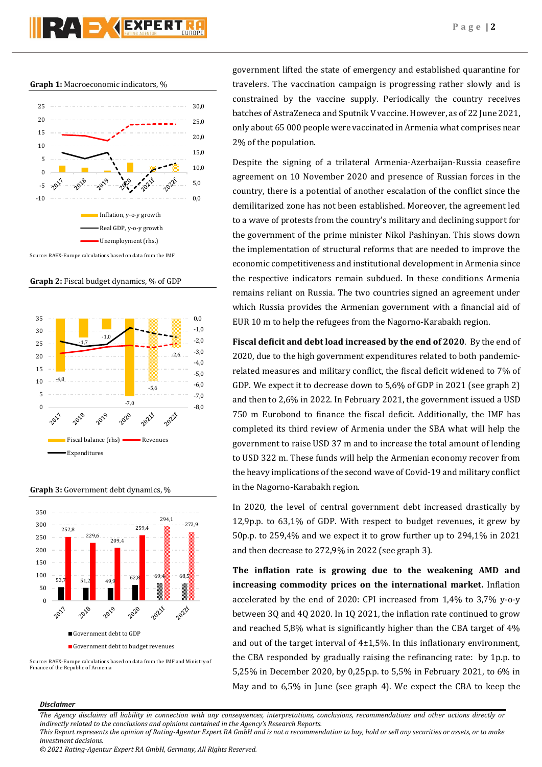**Graph 1:** Macroeconomic indicators, %

Source: RAEX-Europe calculations based on data from the IMF

**Graph 2:** Fiscal budget dynamics, % of GDP

**Graph 3:** Government debt dynamics, %

Source: RAEX-Europe calculations based on data from the IMF and Ministry of Finance of the Republic of Armenia

government lifted the state of emergency and established quarantine for travelers. The vaccination campaign is progressing rather slowly and is constrained by the vaccine supply. Periodically the country receives batches of AstraZeneca and Sputnik V vaccine. However, as of 22 June 2021, only about 65 000 people were vaccinated in Armenia what comprises near 2% of the population.

Despite the signing of a trilateral Armenia-Azerbaijan-Russia ceasefire agreement on 10 November 2020 and presence of Russian forces in the country, there is a potential of another escalation of the conflict since the demilitarized zone has not been established. Moreover, the agreement led to a wave of protests from the country's military and declining support for the government of the prime minister Nikol Pashinyan. This slows down the implementation of structural reforms that are needed to improve the economic competitiveness and institutional development in Armenia since the respective indicators remain subdued. In these conditions Armenia remains reliant on Russia. The two countries signed an agreement under which Russia provides the Armenian government with a financial aid of EUR 10 m to help the refugees from the Nagorno-Karabakh region.

**Fiscal deficit and debt load increased by the end of 2020**. By the end of 2020, due to the high government expenditures related to both pandemic-related measures and military conflict, the fiscal deficit widened to 7% of GDP. We expect it to decrease down to 5,6% of GDP in 2021 (see graph 2) and then to 2,6% in 2022. In February 2021, the government issued a USD 750 m Eurobond to finance the fiscal deficit. Additionally, the IMF has completed its third review of Armenia under the SBA what will help the government to raise USD 37 m and to increase the total amount of lending to USD 322 m. These funds will help the Armenian economy recover from the heavy implications of the second wave of Covid-19 and military conflict in the Nagorno-Karabakh region.

In 2020, the level of central government debt increased drastically by 12,9p.p. to 63,1% of GDP. With respect to budget revenues, it grew by 50p.p. to 259,4% and we expect it to grow further up to 294,1% in 2021 and then decrease to 272,9% in 2022 (see graph 3).

**The inflation rate is growing due to the weakening AMD and increasing commodity prices on the international market.** Inflation accelerated by the end of 2020: CPI increased from 1,4% to 3,7% y-o-y between 3Q and 4Q 2020. In 1Q 2021, the inflation rate continued to grow and reached 5,8% what is significantly higher than the CBA target of 4% and out of the target interval of 4±1,5%. In this inflationary environment, the CBA responded by gradually raising the refinancing rate: by 1p.p. to 5,25% in December 2020, by 0,25p.p. to 5,5% in February 2021, to 6% in May and to 6,5% in June (see graph 4). We expect the CBA to keep the

***Disclaimer***

*The Agency disclaims all liability in connection with any consequences, interpretations, conclusions, recommendations and other actions directly or indirectly related to the conclusions and opinions contained in the Agency's Research Reports.*
*This Report represents the opinion of Rating-Agentur Expert RA GmbH and is not a recommendation to buy, hold or sell any securities or assets, or to make investment decisions.*
*© 2021 Rating-Agentur Expert RA GmbH, Germany, All Rights Reserved.*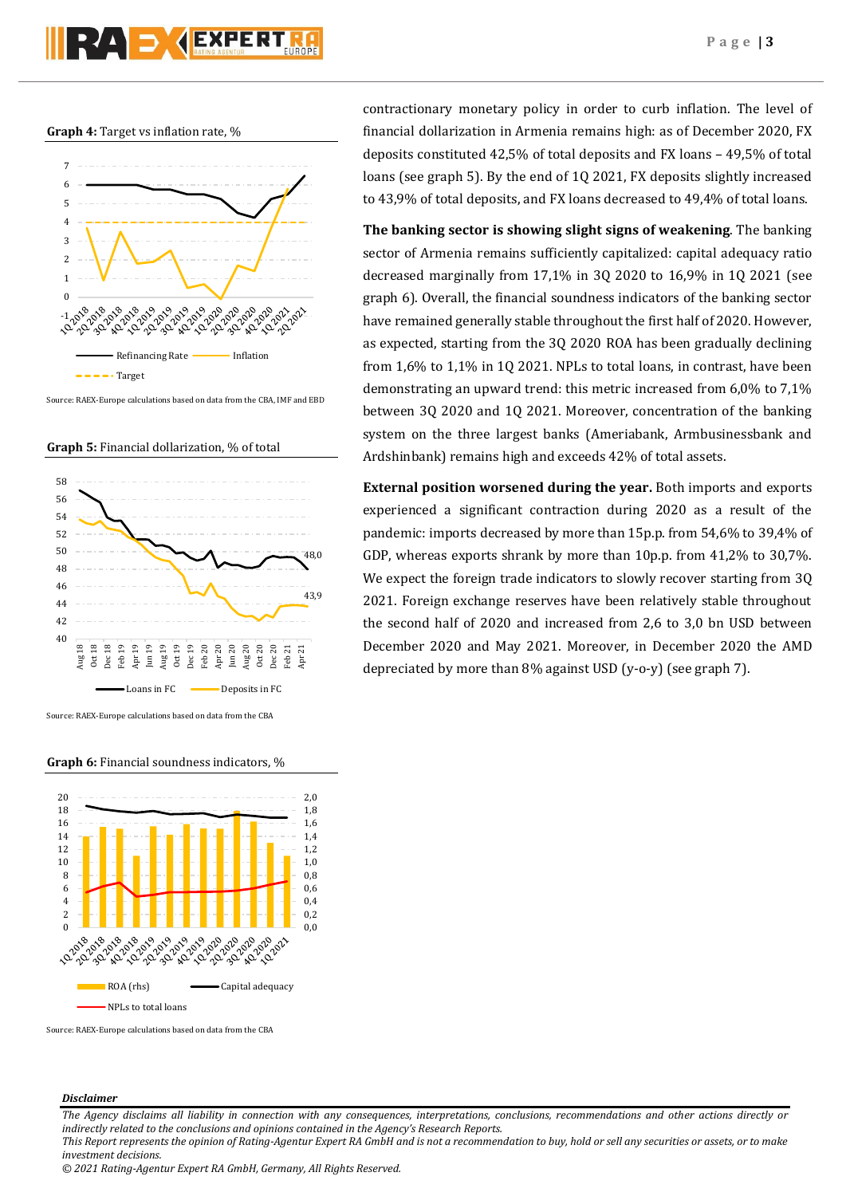**Graph 4:** Target vs inflation rate, %

Source: RAEX-Europe calculations based on data from the CBA, IMF and EBD

**Graph 5:** Financial dollarization, % of total

Source: RAEX-Europe calculations based on data from the CBA

**Graph 6:** Financial soundness indicators, %

Source: RAEX-Europe calculations based on data from the CBA

contractionary monetary policy in order to curb inflation. The level of financial dollarization in Armenia remains high: as of December 2020, FX deposits constituted 42,5% of total deposits and FX loans – 49,5% of total loans (see graph 5). By the end of 1Q 2021, FX deposits slightly increased to 43,9% of total deposits, and FX loans decreased to 49,4% of total loans.

**The banking sector is showing slight signs of weakening**. The banking sector of Armenia remains sufficiently capitalized: capital adequacy ratio decreased marginally from 17,1% in 3Q 2020 to 16,9% in 1Q 2021 (see graph 6). Overall, the financial soundness indicators of the banking sector have remained generally stable throughout the first half of 2020. However, as expected, starting from the 3Q 2020 ROA has been gradually declining from 1,6% to 1,1% in 1Q 2021. NPLs to total loans, in contrast, have been demonstrating an upward trend: this metric increased from 6,0% to 7,1% between 3Q 2020 and 1Q 2021. Moreover, concentration of the banking system on the three largest banks (Ameriabank, Armbusinessbank and Ardshinbank) remains high and exceeds 42% of total assets.

**External position worsened during the year.** Both imports and exports experienced a significant contraction during 2020 as a result of the pandemic: imports decreased by more than 15p.p. from 54,6% to 39,4% of GDP, whereas exports shrank by more than 10p.p. from 41,2% to 30,7%. We expect the foreign trade indicators to slowly recover starting from 3Q 2021. Foreign exchange reserves have been relatively stable throughout the second half of 2020 and increased from 2,6 to 3,0 bn USD between December 2020 and May 2021. Moreover, in December 2020 the AMD depreciated by more than 8% against USD (y-o-y) (see graph 7).

***Disclaimer***

*The Agency disclaims all liability in connection with any consequences, interpretations, conclusions, recommendations and other actions directly or indirectly related to the conclusions and opinions contained in the Agency's Research Reports.*
*This Report represents the opinion of Rating-Agentur Expert RA GmbH and is not a recommendation to buy, hold or sell any securities or assets, or to make investment decisions.*
*© 2021 Rating-Agentur Expert RA GmbH, Germany, All Rights Reserved.*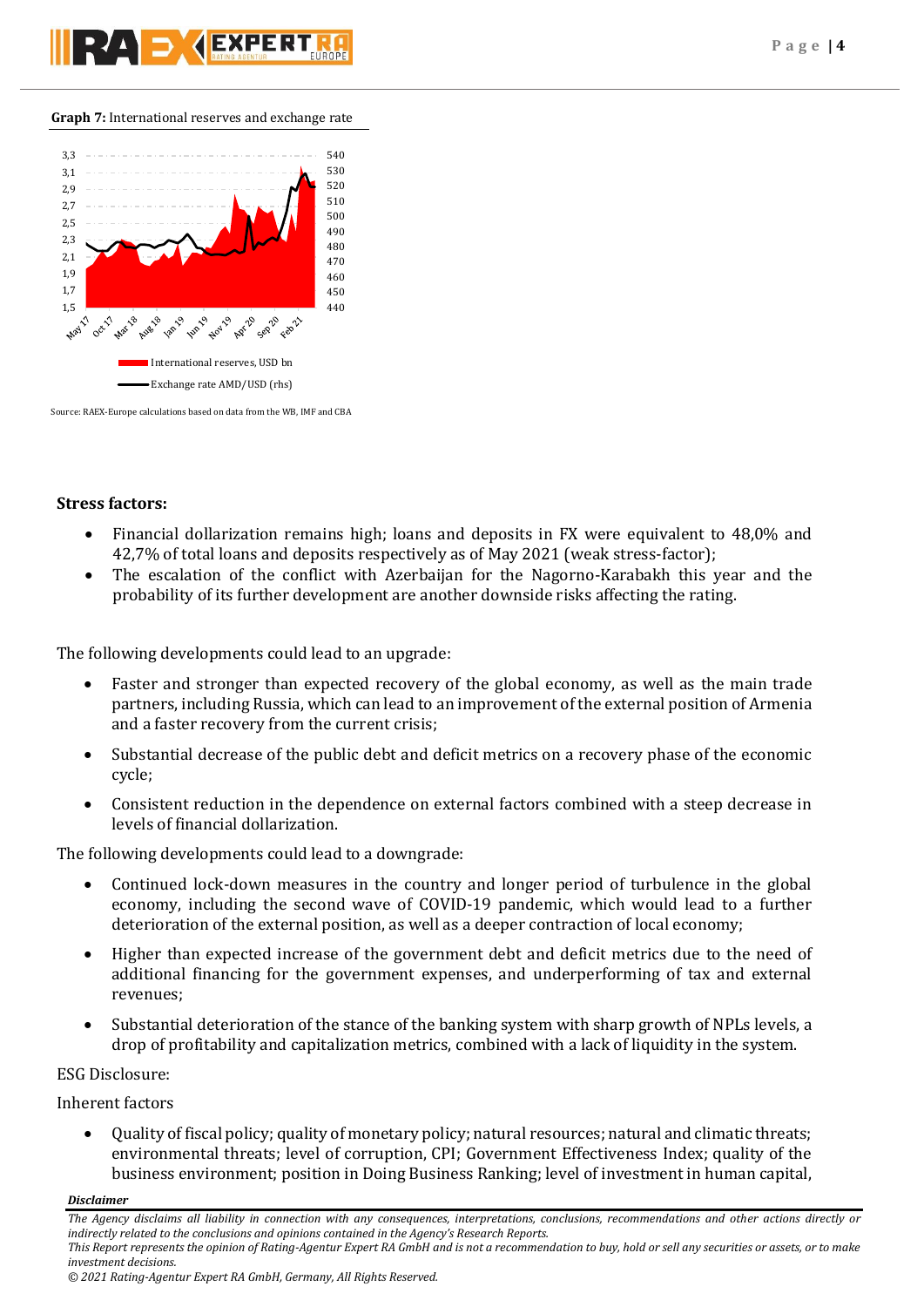**Graph 7:** International reserves and exchange rate

Source: RAEX-Europe calculations based on data from the WB, IMF and CBA

**Stress factors:**

- Financial dollarization remains high; loans and deposits in FX were equivalent to 48,0% and 42,7% of total loans and deposits respectively as of May 2021 (weak stress-factor);
- The escalation of the conflict with Azerbaijan for the Nagorno-Karabakh this year and the probability of its further development are another downside risks affecting the rating.

The following developments could lead to an upgrade:

- Faster and stronger than expected recovery of the global economy, as well as the main trade partners, including Russia, which can lead to an improvement of the external position of Armenia and a faster recovery from the current crisis;
- Substantial decrease of the public debt and deficit metrics on a recovery phase of the economic cycle;
- Consistent reduction in the dependence on external factors combined with a steep decrease in levels of financial dollarization.

The following developments could lead to a downgrade:

- Continued lock-down measures in the country and longer period of turbulence in the global economy, including the second wave of COVID-19 pandemic, which would lead to a further deterioration of the external position, as well as a deeper contraction of local economy;
- Higher than expected increase of the government debt and deficit metrics due to the need of additional financing for the government expenses, and underperforming of tax and external revenues;
- Substantial deterioration of the stance of the banking system with sharp growth of NPLs levels, a drop of profitability and capitalization metrics, combined with a lack of liquidity in the system.

ESG Disclosure:

Inherent factors

- Quality of fiscal policy; quality of monetary policy; natural resources; natural and climatic threats; environmental threats; level of corruption, CPI; Government Effectiveness Index; quality of the business environment; position in Doing Business Ranking; level of investment in human capital,

***Disclaimer***

*The Agency disclaims all liability in connection with any consequences, interpretations, conclusions, recommendations and other actions directly or indirectly related to the conclusions and opinions contained in the Agency's Research Reports.*

*This Report represents the opinion of Rating-Agentur Expert RA GmbH and is not a recommendation to buy, hold or sell any securities or assets, or to make investment decisions.*

*© 2021 Rating-Agentur Expert RA GmbH, Germany, All Rights Reserved.*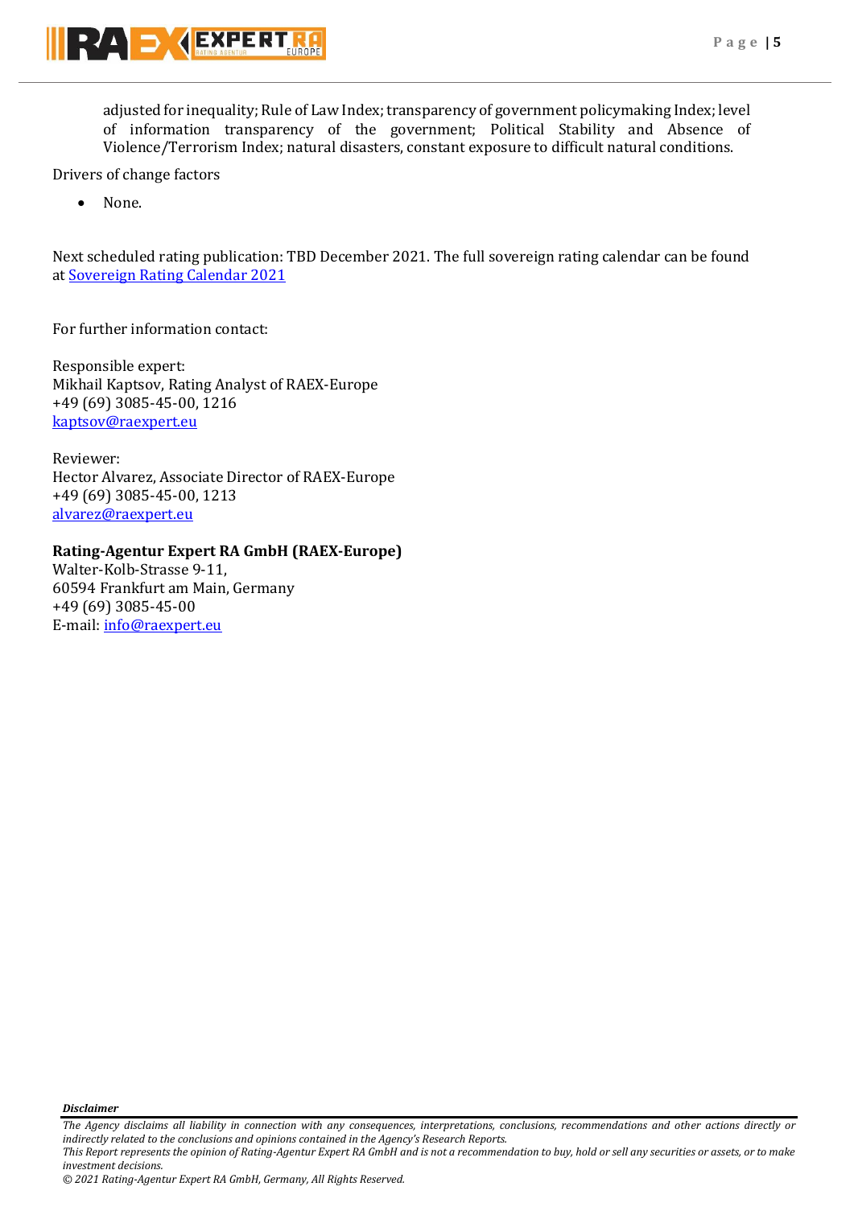adjusted for inequality; Rule of Law Index; transparency of government policymaking Index; level of information transparency of the government; Political Stability and Absence of Violence/Terrorism Index; natural disasters, constant exposure to difficult natural conditions.

Drivers of change factors

- None.

Next scheduled rating publication: TBD December 2021. The full sovereign rating calendar can be found at [Sovereign Rating Calendar 2021](#)

For further information contact:

Responsible expert:
Mikhail Kaptsov, Rating Analyst of RAEX-Europe
+49 (69) 3085-45-00, 1216
[kaptsov@raexpert.eu](mailto:kaptsov@raexpert.eu)

Reviewer:
Hector Alvarez, Associate Director of RAEX-Europe
+49 (69) 3085-45-00, 1213
[alvarez@raexpert.eu](mailto:alvarez@raexpert.eu)

**Rating-Agentur Expert RA GmbH (RAEX-Europe)**
Walter-Kolb-Strasse 9-11,
60594 Frankfurt am Main, Germany
+49 (69) 3085-45-00
E-mail: [info@raexpert.eu](mailto:info@raexpert.eu)

***Disclaimer***

*The Agency disclaims all liability in connection with any consequences, interpretations, conclusions, recommendations and other actions directly or indirectly related to the conclusions and opinions contained in the Agency's Research Reports.*
*This Report represents the opinion of Rating-Agentur Expert RA GmbH and is not a recommendation to buy, hold or sell any securities or assets, or to make investment decisions.*
*© 2021 Rating-Agentur Expert RA GmbH, Germany, All Rights Reserved.*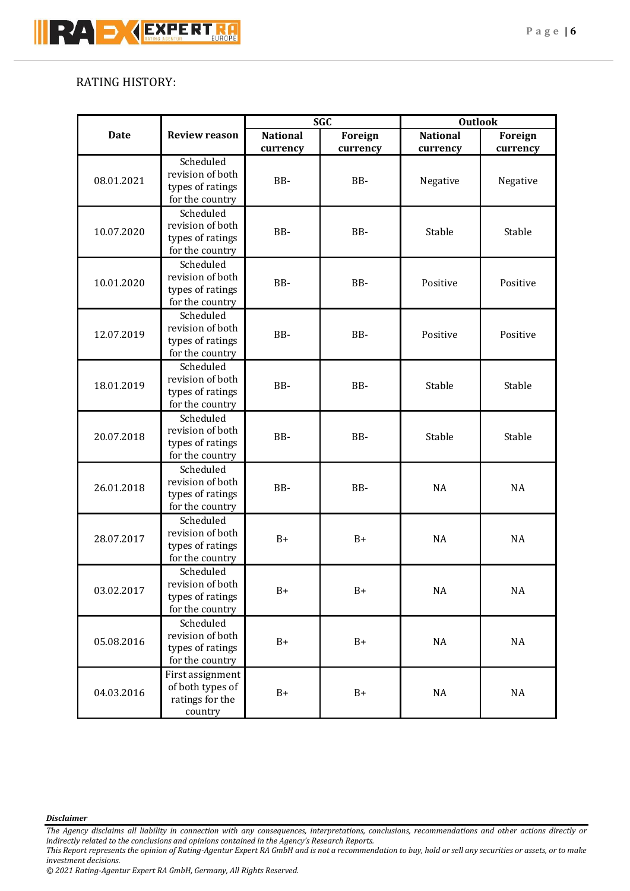RATING HISTORY:

| Date | Review reason | SGC | | Outlook | |
|---|---|---|---|---|---|
| | | **National currency** | **Foreign currency** | **National currency** | **Foreign currency** |
| 08.01.2021 | Scheduled revision of both types of ratings for the country | BB- | BB- | Negative | Negative |
| 10.07.2020 | Scheduled revision of both types of ratings for the country | BB- | BB- | Stable | Stable |
| 10.01.2020 | Scheduled revision of both types of ratings for the country | BB- | BB- | Positive | Positive |
| 12.07.2019 | Scheduled revision of both types of ratings for the country | BB- | BB- | Positive | Positive |
| 18.01.2019 | Scheduled revision of both types of ratings for the country | BB- | BB- | Stable | Stable |
| 20.07.2018 | Scheduled revision of both types of ratings for the country | BB- | BB- | Stable | Stable |
| 26.01.2018 | Scheduled revision of both types of ratings for the country | BB- | BB- | NA | NA |
| 28.07.2017 | Scheduled revision of both types of ratings for the country | B+ | B+ | NA | NA |
| 03.02.2017 | Scheduled revision of both types of ratings for the country | B+ | B+ | NA | NA |
| 05.08.2016 | Scheduled revision of both types of ratings for the country | B+ | B+ | NA | NA |
| 04.03.2016 | First assignment of both types of ratings for the country | B+ | B+ | NA | NA |

***Disclaimer***

*The Agency disclaims all liability in connection with any consequences, interpretations, conclusions, recommendations and other actions directly or indirectly related to the conclusions and opinions contained in the Agency's Research Reports.*

*This Report represents the opinion of Rating-Agentur Expert RA GmbH and is not a recommendation to buy, hold or sell any securities or assets, or to make investment decisions.*

*© 2021 Rating-Agentur Expert RA GmbH, Germany, All Rights Reserved.*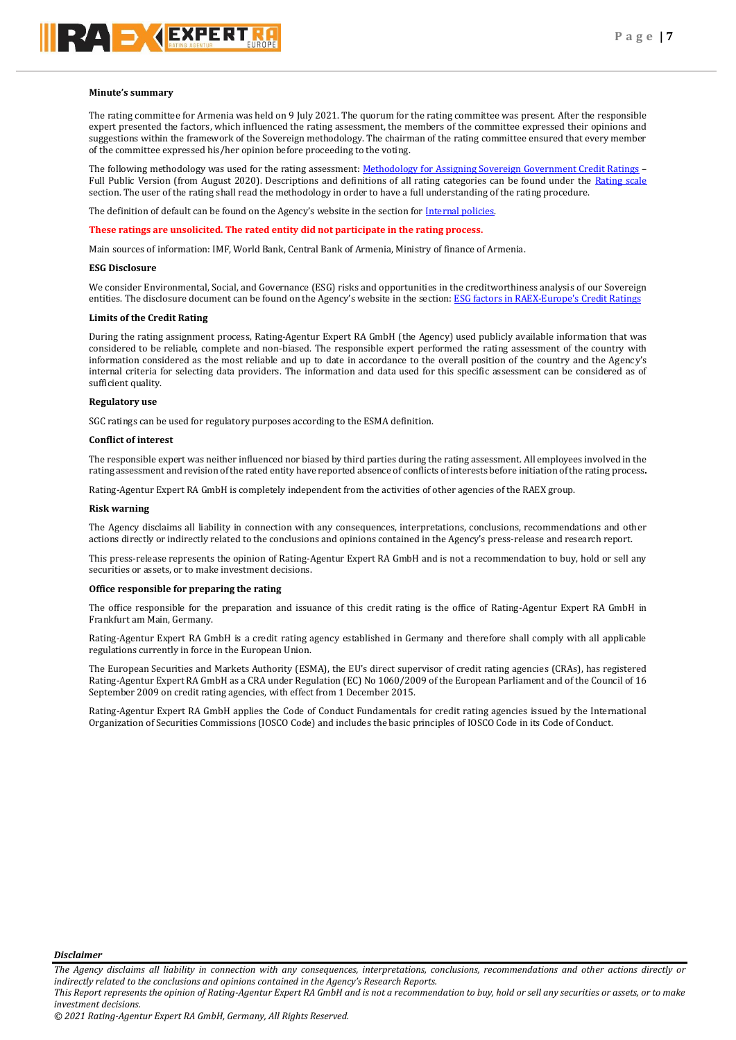**Minute's summary**

The rating committee for Armenia was held on 9 July 2021. The quorum for the rating committee was present. After the responsible expert presented the factors, which influenced the rating assessment, the members of the committee expressed their opinions and suggestions within the framework of the Sovereign methodology. The chairman of the rating committee ensured that every member of the committee expressed his/her opinion before proceeding to the voting.

The following methodology was used for the rating assessment: Methodology for Assigning Sovereign Government Credit Ratings – Full Public Version (from August 2020). Descriptions and definitions of all rating categories can be found under the Rating scale section. The user of the rating shall read the methodology in order to have a full understanding of the rating procedure.

The definition of default can be found on the Agency's website in the section for Internal policies.

**These ratings are unsolicited. The rated entity did not participate in the rating process.**

Main sources of information: IMF, World Bank, Central Bank of Armenia, Ministry of finance of Armenia.

**ESG Disclosure**

We consider Environmental, Social, and Governance (ESG) risks and opportunities in the creditworthiness analysis of our Sovereign entities. The disclosure document can be found on the Agency's website in the section: ESG factors in RAEX-Europe's Credit Ratings

**Limits of the Credit Rating**

During the rating assignment process, Rating-Agentur Expert RA GmbH (the Agency) used publicly available information that was considered to be reliable, complete and non-biased. The responsible expert performed the rating assessment of the country with information considered as the most reliable and up to date in accordance to the overall position of the country and the Agency's internal criteria for selecting data providers. The information and data used for this specific assessment can be considered as of sufficient quality.

**Regulatory use**

SGC ratings can be used for regulatory purposes according to the ESMA definition.

**Conflict of interest**

The responsible expert was neither influenced nor biased by third parties during the rating assessment. All employees involved in the rating assessment and revision of the rated entity have reported absence of conflicts of interests before initiation of the rating process.

Rating-Agentur Expert RA GmbH is completely independent from the activities of other agencies of the RAEX group.

**Risk warning**

The Agency disclaims all liability in connection with any consequences, interpretations, conclusions, recommendations and other actions directly or indirectly related to the conclusions and opinions contained in the Agency's press-release and research report.

This press-release represents the opinion of Rating-Agentur Expert RA GmbH and is not a recommendation to buy, hold or sell any securities or assets, or to make investment decisions.

**Office responsible for preparing the rating**

The office responsible for the preparation and issuance of this credit rating is the office of Rating-Agentur Expert RA GmbH in Frankfurt am Main, Germany.

Rating-Agentur Expert RA GmbH is a credit rating agency established in Germany and therefore shall comply with all applicable regulations currently in force in the European Union.

The European Securities and Markets Authority (ESMA), the EU's direct supervisor of credit rating agencies (CRAs), has registered Rating-Agentur Expert RA GmbH as a CRA under Regulation (EC) No 1060/2009 of the European Parliament and of the Council of 16 September 2009 on credit rating agencies, with effect from 1 December 2015.

Rating-Agentur Expert RA GmbH applies the Code of Conduct Fundamentals for credit rating agencies issued by the International Organization of Securities Commissions (IOSCO Code) and includes the basic principles of IOSCO Code in its Code of Conduct.

***Disclaimer***

*The Agency disclaims all liability in connection with any consequences, interpretations, conclusions, recommendations and other actions directly or indirectly related to the conclusions and opinions contained in the Agency's Research Reports.*
*This Report represents the opinion of Rating-Agentur Expert RA GmbH and is not a recommendation to buy, hold or sell any securities or assets, or to make investment decisions.*
*© 2021 Rating-Agentur Expert RA GmbH, Germany, All Rights Reserved.*